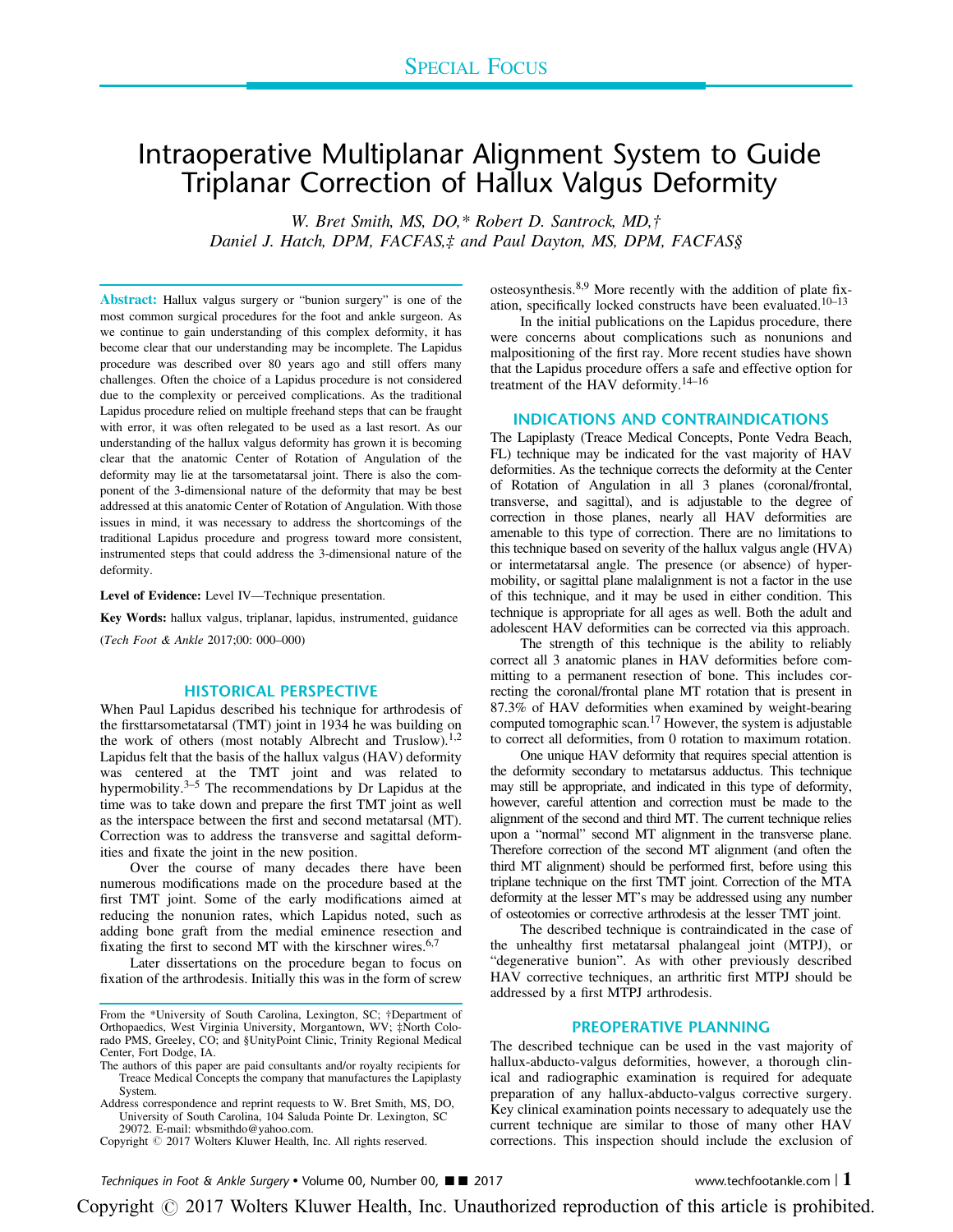SPECIAL FOCUS

# Intraoperative Multiplanar Alignment System to Guide Triplanar Correction of Hallux Valgus Deformity

*W. Bret Smith, MS, DO,\* Robert D. Santrock, MD,† Daniel J. Hatch, DPM, FACFAS,‡ and Paul Dayton, MS, DPM, FACFAS§*

**Abstract:** Hallux valgus surgery or "bunion surgery" is one of the most common surgical procedures for the foot and ankle surgeon. As we continue to gain understanding of this complex deformity, it has become clear that our understanding may be incomplete. The Lapidus procedure was described over 80 years ago and still offers many challenges. Often the choice of a Lapidus procedure is not considered due to the complexity or perceived complications. As the traditional Lapidus procedure relied on multiple freehand steps that can be fraught with error, it was often relegated to be used as a last resort. As our understanding of the hallux valgus deformity has grown it is becoming clear that the anatomic Center of Rotation of Angulation of the deformity may lie at the tarsometatarsal joint. There is also the component of the 3-dimensional nature of the deformity that may be best addressed at this anatomic Center of Rotation of Angulation. With those issues in mind, it was necessary to address the shortcomings of the traditional Lapidus procedure and progress toward more consistent, instrumented steps that could address the 3-dimensional nature of the deformity.

**Level of Evidence:** Level IV—Technique presentation.

**Key Words:** hallux valgus, triplanar, lapidus, instrumented, guidance

(*Tech Foot & Ankle* 2017;00: 000–000)

## HISTORICAL PERSPECTIVE

When Paul Lapidus described his technique for arthrodesis of the firsttarsometatarsal (TMT) joint in 1934 he was building on the work of others (most notably Albrecht and Truslow).[1,2] Lapidus felt that the basis of the hallux valgus (HAV) deformity was centered at the TMT joint and was related to hypermobility.[3–5] The recommendations by Dr Lapidus at the time was to take down and prepare the first TMT joint as well as the interspace between the first and second metatarsal (MT). Correction was to address the transverse and sagittal deformities and fixate the joint in the new position.

Over the course of many decades there have been numerous modifications made on the procedure based at the first TMT joint. Some of the early modifications aimed at reducing the nonunion rates, which Lapidus noted, such as adding bone graft from the medial eminence resection and fixating the first to second MT with the kirschner wires.[6,7]

Later dissertations on the procedure began to focus on fixation of the arthrodesis. Initially this was in the form of screw osteosynthesis.[8,9] More recently with the addition of plate fixation, specifically locked constructs have been evaluated.[10–13]

In the initial publications on the Lapidus procedure, there were concerns about complications such as nonunions and malpositioning of the first ray. More recent studies have shown that the Lapidus procedure offers a safe and effective option for treatment of the HAV deformity.[14–16]

## INDICATIONS AND CONTRAINDICATIONS

The Lapiplasty (Treace Medical Concepts, Ponte Vedra Beach, FL) technique may be indicated for the vast majority of HAV deformities. As the technique corrects the deformity at the Center of Rotation of Angulation in all 3 planes (coronal/frontal, transverse, and sagittal), and is adjustable to the degree of correction in those planes, nearly all HAV deformities are amenable to this type of correction. There are no limitations to this technique based on severity of the hallux valgus angle (HVA) or intermetatarsal angle. The presence (or absence) of hypermobility, or sagittal plane malalignment is not a factor in the use of this technique, and it may be used in either condition. This technique is appropriate for all ages as well. Both the adult and adolescent HAV deformities can be corrected via this approach.

The strength of this technique is the ability to reliably correct all 3 anatomic planes in HAV deformities before committing to a permanent resection of bone. This includes correcting the coronal/frontal plane MT rotation that is present in 87.3% of HAV deformities when examined by weight-bearing computed tomographic scan.[17] However, the system is adjustable to correct all deformities, from 0 rotation to maximum rotation.

One unique HAV deformity that requires special attention is the deformity secondary to metatarsus adductus. This technique may still be appropriate, and indicated in this type of deformity, however, careful attention and correction must be made to the alignment of the second and third MT. The current technique relies upon a "normal" second MT alignment in the transverse plane. Therefore correction of the second MT alignment (and often the third MT alignment) should be performed first, before using this triplane technique on the first TMT joint. Correction of the MTA deformity at the lesser MT's may be addressed using any number of osteotomies or corrective arthrodesis at the lesser TMT joint.

The described technique is contraindicated in the case of the unhealthy first metatarsal phalangeal joint (MTPJ), or "degenerative bunion". As with other previously described HAV corrective techniques, an arthritic first MTPJ should be addressed by a first MTPJ arthrodesis.

## PREOPERATIVE PLANNING

The described technique can be used in the vast majority of hallux-abducto-valgus deformities, however, a thorough clinical and radiographic examination is required for adequate preparation of any hallux-abducto-valgus corrective surgery. Key clinical examination points necessary to adequately use the current technique are similar to those of many other HAV corrections. This inspection should include the exclusion of

From the \*University of South Carolina, Lexington, SC; †Department of Orthopaedics, West Virginia University, Morgantown, WV; ‡North Colorado PMS, Greeley, CO; and §UnityPoint Clinic, Trinity Regional Medical Center, Fort Dodge, IA.

The authors of this paper are paid consultants and/or royalty recipients for Treace Medical Concepts the company that manufactures the Lapiplasty System.

Address correspondence and reprint requests to W. Bret Smith, MS, DO, University of South Carolina, 104 Saluda Pointe Dr. Lexington, SC 29072. E-mail: wbsmithdo@yahoo.com.

Copyright © 2017 Wolters Kluwer Health, Inc. All rights reserved.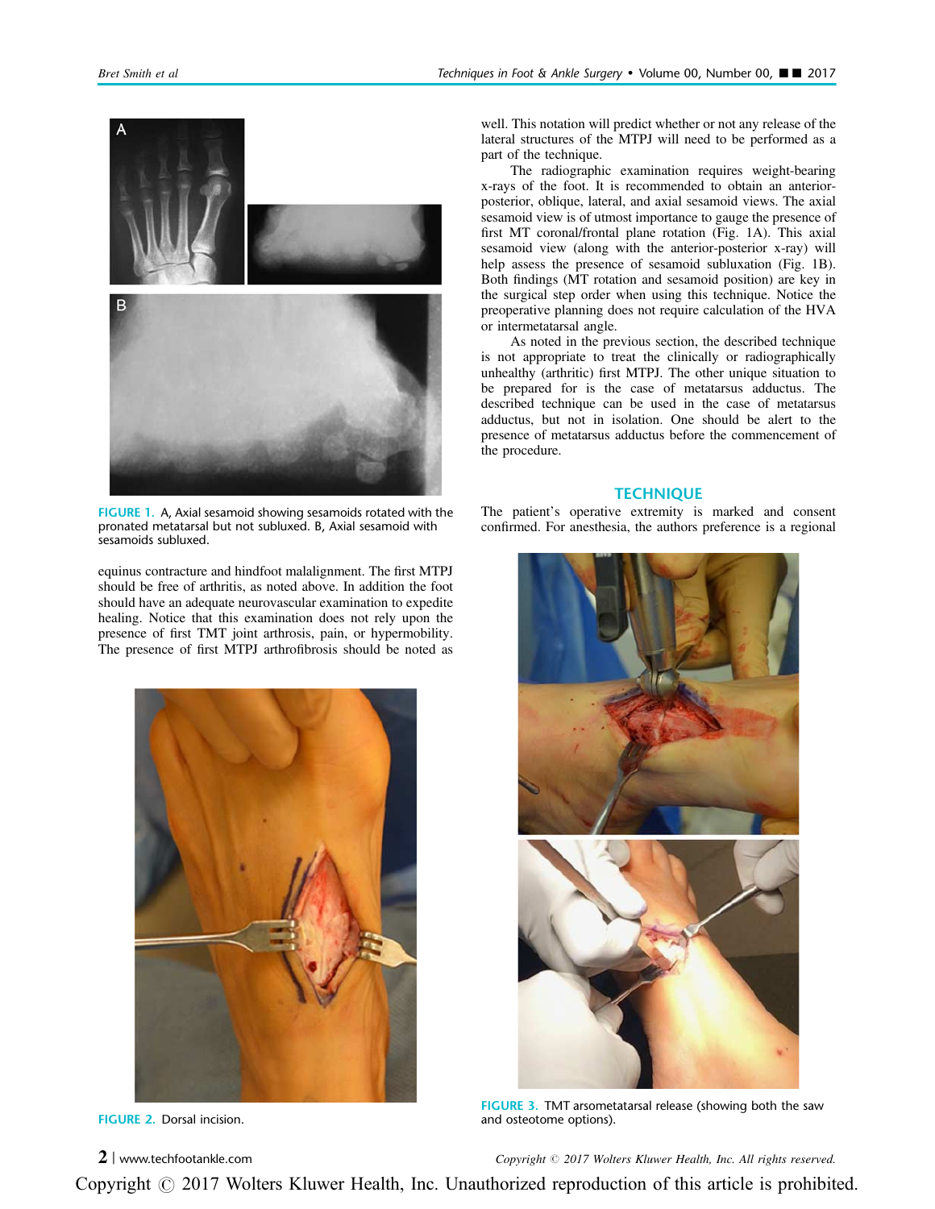FIGURE 1. A, Axial sesamoid showing sesamoids rotated with the pronated metatarsal but not subluxed. B, Axial sesamoid with sesamoids subluxed.

equinus contracture and hindfoot malalignment. The first MTPJ should be free of arthritis, as noted above. In addition the foot should have an adequate neurovascular examination to expedite healing. Notice that this examination does not rely upon the presence of first TMT joint arthrosis, pain, or hypermobility. The presence of first MTPJ arthrofibrosis should be noted as well. This notation will predict whether or not any release of the lateral structures of the MTPJ will need to be performed as a part of the technique.

The radiographic examination requires weight-bearing x-rays of the foot. It is recommended to obtain an anterior-posterior, oblique, lateral, and axial sesamoid views. The axial sesamoid view is of utmost importance to gauge the presence of first MT coronal/frontal plane rotation (Fig. 1A). This axial sesamoid view (along with the anterior-posterior x-ray) will help assess the presence of sesamoid subluxation (Fig. 1B). Both findings (MT rotation and sesamoid position) are key in the surgical step order when using this technique. Notice the preoperative planning does not require calculation of the HVA or intermetatarsal angle.

As noted in the previous section, the described technique is not appropriate to treat the clinically or radiographically unhealthy (arthritic) first MTPJ. The other unique situation to be prepared for is the case of metatarsus adductus. The described technique can be used in the case of metatarsus adductus, but not in isolation. One should be alert to the presence of metatarsus adductus before the commencement of the procedure.

FIGURE 2. Dorsal incision.

## TECHNIQUE

The patient's operative extremity is marked and consent confirmed. For anesthesia, the authors preference is a regional

FIGURE 3. TMT arsometatarsal release (showing both the saw and osteotome options).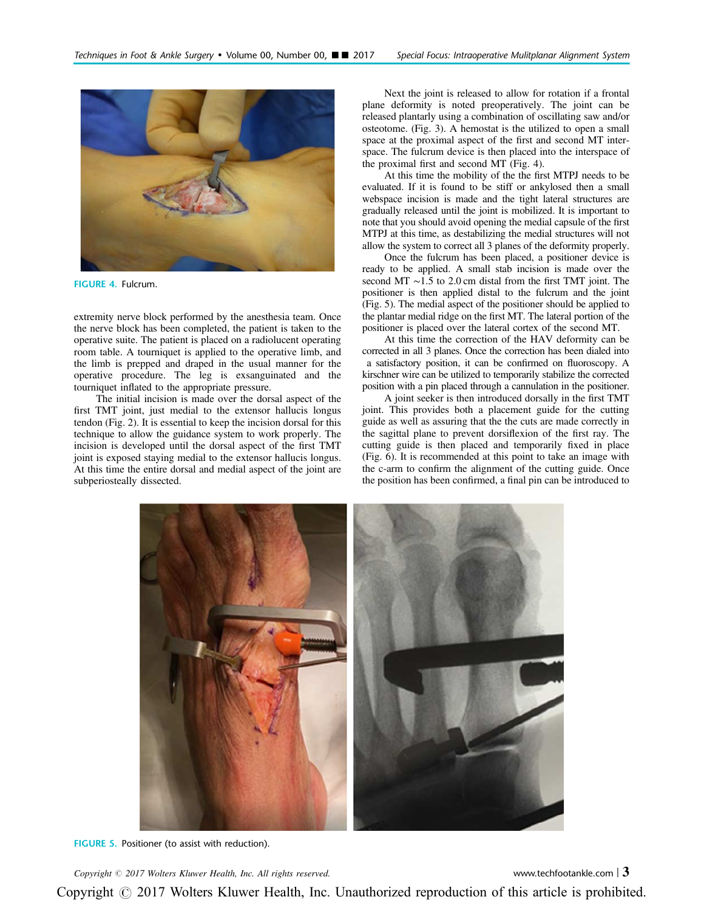FIGURE 4. Fulcrum.

extremity nerve block performed by the anesthesia team. Once the nerve block has been completed, the patient is taken to the operative suite. The patient is placed on a radiolucent operating room table. A tourniquet is applied to the operative limb, and the limb is prepped and draped in the usual manner for the operative procedure. The leg is exsanguinated and the tourniquet inflated to the appropriate pressure.

The initial incision is made over the dorsal aspect of the first TMT joint, just medial to the extensor hallucis longus tendon (Fig. 2). It is essential to keep the incision dorsal for this technique to allow the guidance system to work properly. The incision is developed until the dorsal aspect of the first TMT joint is exposed staying medial to the extensor hallucis longus. At this time the entire dorsal and medial aspect of the joint are subperiosteally dissected.

Next the joint is released to allow for rotation if a frontal plane deformity is noted preoperatively. The joint can be released plantarly using a combination of oscillating saw and/or osteotome. (Fig. 3). A hemostat is the utilized to open a small space at the proximal aspect of the first and second MT interspace. The fulcrum device is then placed into the interspace of the proximal first and second MT (Fig. 4).

At this time the mobility of the the first MTPJ needs to be evaluated. If it is found to be stiff or ankylosed then a small webspace incision is made and the tight lateral structures are gradually released until the joint is mobilized. It is important to note that you should avoid opening the medial capsule of the first MTPJ at this time, as destabilizing the medial structures will not allow the system to correct all 3 planes of the deformity properly.

Once the fulcrum has been placed, a positioner device is ready to be applied. A small stab incision is made over the second MT ~1.5 to 2.0 cm distal from the first TMT joint. The positioner is then applied distal to the fulcrum and the joint (Fig. 5). The medial aspect of the positioner should be applied to the plantar medial ridge on the first MT. The lateral portion of the positioner is placed over the lateral cortex of the second MT.

At this time the correction of the HAV deformity can be corrected in all 3 planes. Once the correction has been dialed into a satisfactory position, it can be confirmed on fluoroscopy. A kirschner wire can be utilized to temporarily stabilize the corrected position with a pin placed through a cannulation in the positioner.

A joint seeker is then introduced dorsally in the first TMT joint. This provides both a placement guide for the cutting guide as well as assuring that the the cuts are made correctly in the sagittal plane to prevent dorsiflexion of the first ray. The cutting guide is then placed and temporarily fixed in place (Fig. 6). It is recommended at this point to take an image with the c-arm to confirm the alignment of the cutting guide. Once the position has been confirmed, a final pin can be introduced to

FIGURE 5. Positioner (to assist with reduction).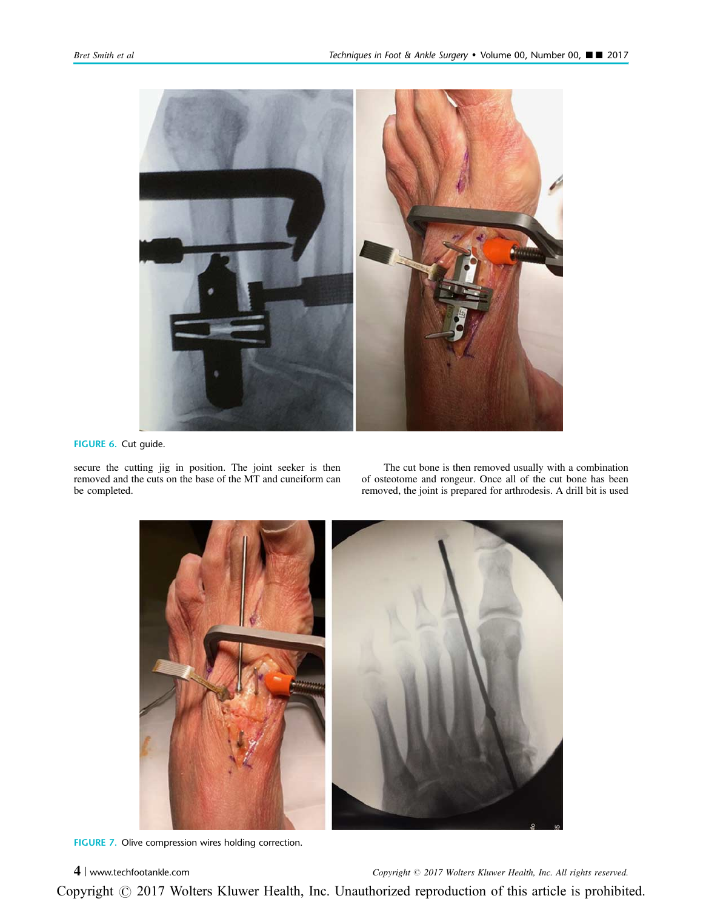FIGURE 6. Cut guide.

secure the cutting jig in position. The joint seeker is then removed and the cuts on the base of the MT and cuneiform can be completed.

The cut bone is then removed usually with a combination of osteotome and rongeur. Once all of the cut bone has been removed, the joint is prepared for arthrodesis. A drill bit is used

FIGURE 7. Olive compression wires holding correction.

Copyright © 2017 Wolters Kluwer Health, Inc. Unauthorized reproduction of this article is prohibited.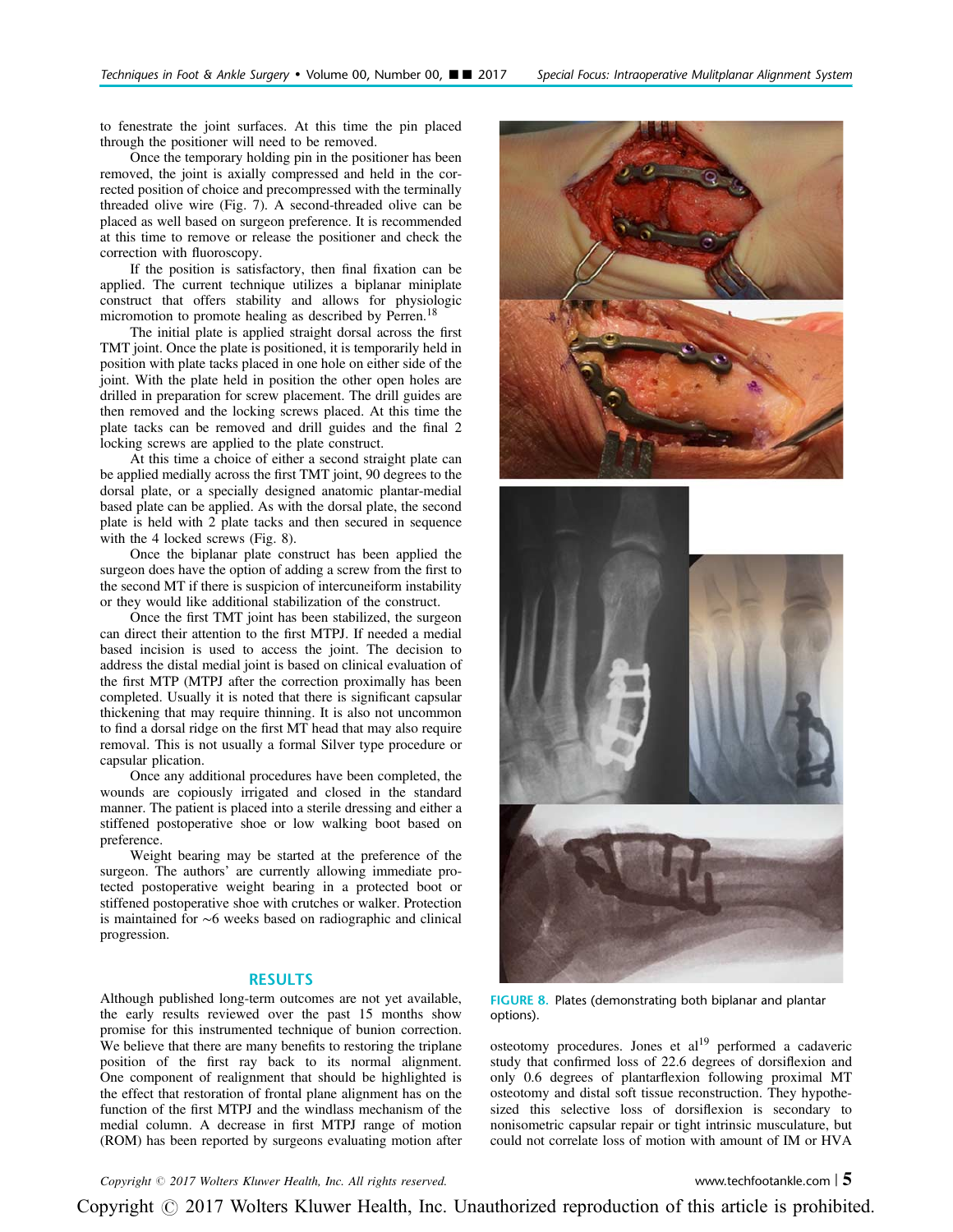to fenestrate the joint surfaces. At this time the pin placed through the positioner will need to be removed.

Once the temporary holding pin in the positioner has been removed, the joint is axially compressed and held in the corrected position of choice and precompressed with the terminally threaded olive wire (Fig. 7). A second-threaded olive can be placed as well based on surgeon preference. It is recommended at this time to remove or release the positioner and check the correction with fluoroscopy.

If the position is satisfactory, then final fixation can be applied. The current technique utilizes a biplanar miniplate construct that offers stability and allows for physiologic micromotion to promote healing as described by Perren.[18]

The initial plate is applied straight dorsal across the first TMT joint. Once the plate is positioned, it is temporarily held in position with plate tacks placed in one hole on either side of the joint. With the plate held in position the other open holes are drilled in preparation for screw placement. The drill guides are then removed and the locking screws placed. At this time the plate tacks can be removed and drill guides and the final 2 locking screws are applied to the plate construct.

At this time a choice of either a second straight plate can be applied medially across the first TMT joint, 90 degrees to the dorsal plate, or a specially designed anatomic plantar-medial based plate can be applied. As with the dorsal plate, the second plate is held with 2 plate tacks and then secured in sequence with the 4 locked screws (Fig. 8).

Once the biplanar plate construct has been applied the surgeon does have the option of adding a screw from the first to the second MT if there is suspicion of intercuneiform instability or they would like additional stabilization of the construct.

Once the first TMT joint has been stabilized, the surgeon can direct their attention to the first MTPJ. If needed a medial based incision is used to access the joint. The decision to address the distal medial joint is based on clinical evaluation of the first MTP (MTPJ after the correction proximally has been completed. Usually it is noted that there is significant capsular thickening that may require thinning. It is also not uncommon to find a dorsal ridge on the first MT head that may also require removal. This is not usually a formal Silver type procedure or capsular plication.

Once any additional procedures have been completed, the wounds are copiously irrigated and closed in the standard manner. The patient is placed into a sterile dressing and either a stiffened postoperative shoe or low walking boot based on preference.

Weight bearing may be started at the preference of the surgeon. The authors' are currently allowing immediate protected postoperative weight bearing in a protected boot or stiffened postoperative shoe with crutches or walker. Protection is maintained for ~6 weeks based on radiographic and clinical progression.

## RESULTS

Although published long-term outcomes are not yet available, the early results reviewed over the past 15 months show promise for this instrumented technique of bunion correction. We believe that there are many benefits to restoring the triplane position of the first ray back to its normal alignment. One component of realignment that should be highlighted is the effect that restoration of frontal plane alignment has on the function of the first MTPJ and the windlass mechanism of the medial column. A decrease in first MTPJ range of motion (ROM) has been reported by surgeons evaluating motion after osteotomy procedures. Jones et al[19] performed a cadaveric study that confirmed loss of 22.6 degrees of dorsiflexion and only 0.6 degrees of plantarflexion following proximal MT osteotomy and distal soft tissue reconstruction. They hypothesized this selective loss of dorsiflexion is secondary to nonisometric capsular repair or tight intrinsic musculature, but could not correlate loss of motion with amount of IM or HVA

FIGURE 8. Plates (demonstrating both biplanar and plantar options).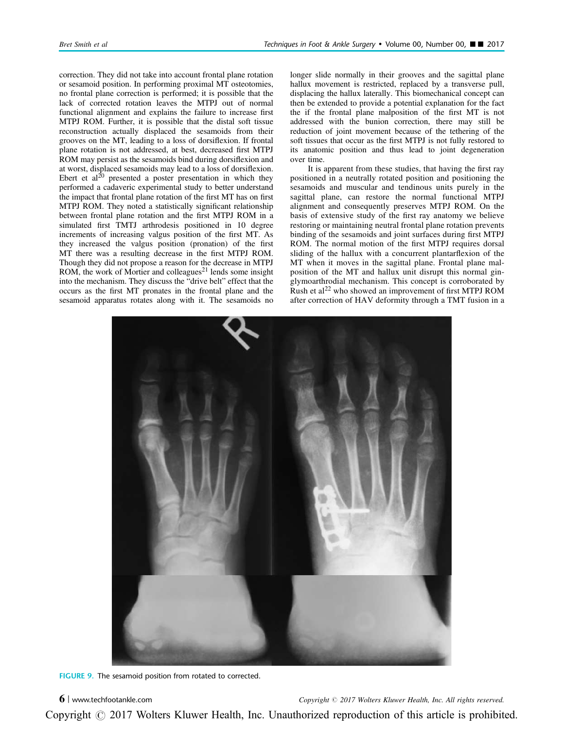correction. They did not take into account frontal plane rotation or sesamoid position. In performing proximal MT osteotomies, no frontal plane correction is performed; it is possible that the lack of corrected rotation leaves the MTPJ out of normal functional alignment and explains the failure to increase first MTPJ ROM. Further, it is possible that the distal soft tissue reconstruction actually displaced the sesamoids from their grooves on the MT, leading to a loss of dorsiflexion. If frontal plane rotation is not addressed, at best, decreased first MTPJ ROM may persist as the sesamoids bind during dorsiflexion and at worst, displaced sesamoids may lead to a loss of dorsiflexion. Ebert et al[20] presented a poster presentation in which they performed a cadaveric experimental study to better understand the impact that frontal plane rotation of the first MT has on first MTPJ ROM. They noted a statistically significant relationship between frontal plane rotation and the first MTPJ ROM in a simulated first TMTJ arthrodesis positioned in 10 degree increments of increasing valgus position of the first MT. As they increased the valgus position (pronation) of the first MT there was a resulting decrease in the first MTPJ ROM. Though they did not propose a reason for the decrease in MTPJ ROM, the work of Mortier and colleagues[21] lends some insight into the mechanism. They discuss the "drive belt" effect that the occurs as the first MT pronates in the frontal plane and the sesamoid apparatus rotates along with it. The sesamoids no longer slide normally in their grooves and the sagittal plane hallux movement is restricted, replaced by a transverse pull, displacing the hallux laterally. This biomechanical concept can then be extended to provide a potential explanation for the fact the if the frontal plane malposition of the first MT is not addressed with the bunion correction, there may still be reduction of joint movement because of the tethering of the soft tissues that occur as the first MTPJ is not fully restored to its anatomic position and thus lead to joint degeneration over time.

It is apparent from these studies, that having the first ray positioned in a neutrally rotated position and positioning the sesamoids and muscular and tendinous units purely in the sagittal plane, can restore the normal functional MTPJ alignment and consequently preserves MTPJ ROM. On the basis of extensive study of the first ray anatomy we believe restoring or maintaining neutral frontal plane rotation prevents binding of the sesamoids and joint surfaces during first MTPJ ROM. The normal motion of the first MTPJ requires dorsal sliding of the hallux with a concurrent plantarflexion of the MT when it moves in the sagittal plane. Frontal plane malposition of the MT and hallux unit disrupt this normal ginglymoarthrodial mechanism. This concept is corroborated by Rush et al[22] who showed an improvement of first MTPJ ROM after correction of HAV deformity through a TMT fusion in a

FIGURE 9. The sesamoid position from rotated to corrected.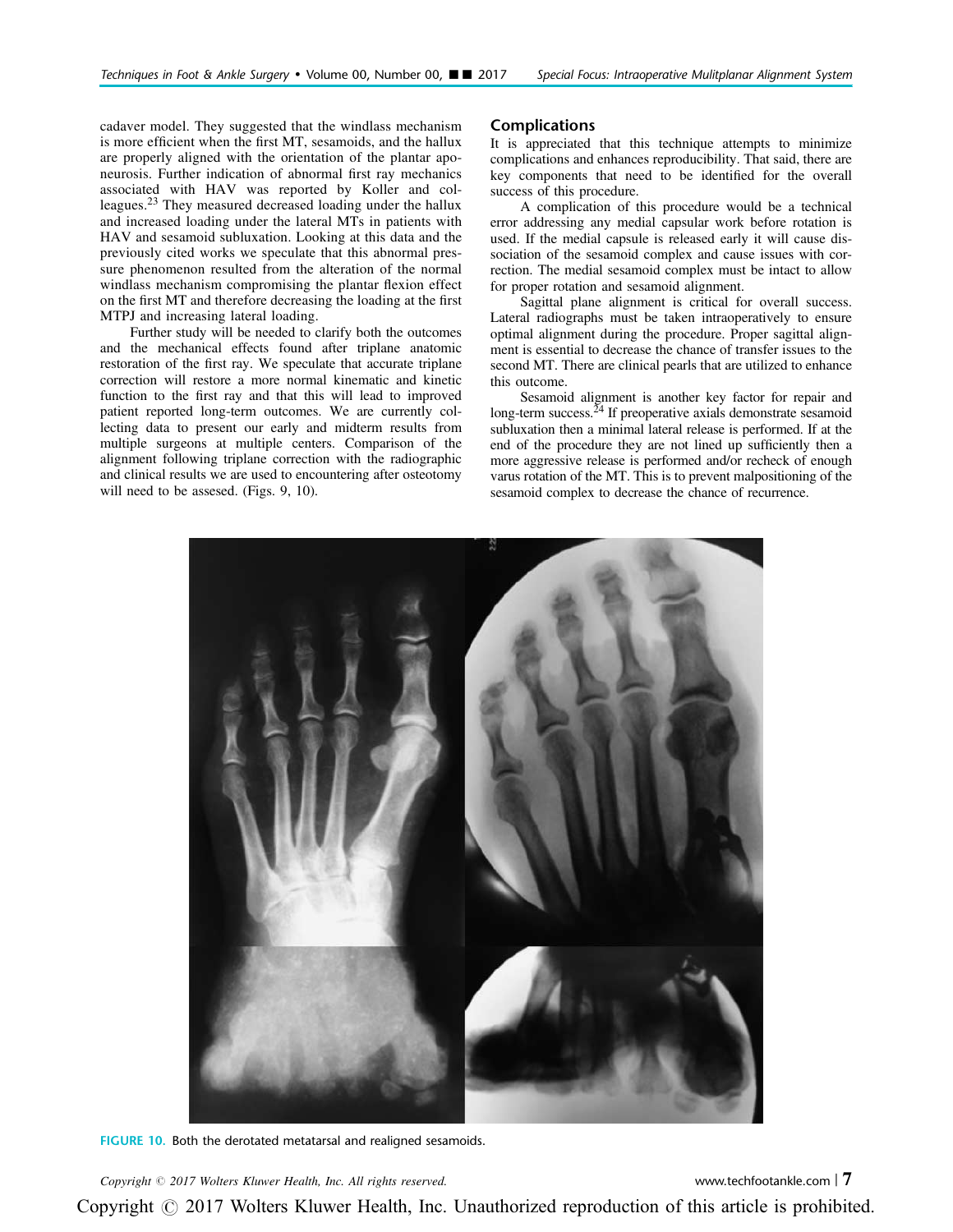cadaver model. They suggested that the windlass mechanism is more efficient when the first MT, sesamoids, and the hallux are properly aligned with the orientation of the plantar aponeurosis. Further indication of abnormal first ray mechanics associated with HAV was reported by Koller and colleagues.[23] They measured decreased loading under the hallux and increased loading under the lateral MTs in patients with HAV and sesamoid subluxation. Looking at this data and the previously cited works we speculate that this abnormal pressure phenomenon resulted from the alteration of the normal windlass mechanism compromising the plantar flexion effect on the first MT and therefore decreasing the loading at the first MTPJ and increasing lateral loading.

Further study will be needed to clarify both the outcomes and the mechanical effects found after triplane anatomic restoration of the first ray. We speculate that accurate triplane correction will restore a more normal kinematic and kinetic function to the first ray and that this will lead to improved patient reported long-term outcomes. We are currently collecting data to present our early and midterm results from multiple surgeons at multiple centers. Comparison of the alignment following triplane correction with the radiographic and clinical results we are used to encountering after osteotomy will need to be assesed. (Figs. 9, 10).

## Complications

It is appreciated that this technique attempts to minimize complications and enhances reproducibility. That said, there are key components that need to be identified for the overall success of this procedure.

A complication of this procedure would be a technical error addressing any medial capsular work before rotation is used. If the medial capsule is released early it will cause dissociation of the sesamoid complex and cause issues with correction. The medial sesamoid complex must be intact to allow for proper rotation and sesamoid alignment.

Sagittal plane alignment is critical for overall success. Lateral radiographs must be taken intraoperatively to ensure optimal alignment during the procedure. Proper sagittal alignment is essential to decrease the chance of transfer issues to the second MT. There are clinical pearls that are utilized to enhance this outcome.

Sesamoid alignment is another key factor for repair and long-term success.[24] If preoperative axials demonstrate sesamoid subluxation then a minimal lateral release is performed. If at the end of the procedure they are not lined up sufficiently then a more aggressive release is performed and/or recheck of enough varus rotation of the MT. This is to prevent malpositioning of the sesamoid complex to decrease the chance of recurrence.

FIGURE 10. Both the derotated metatarsal and realigned sesamoids.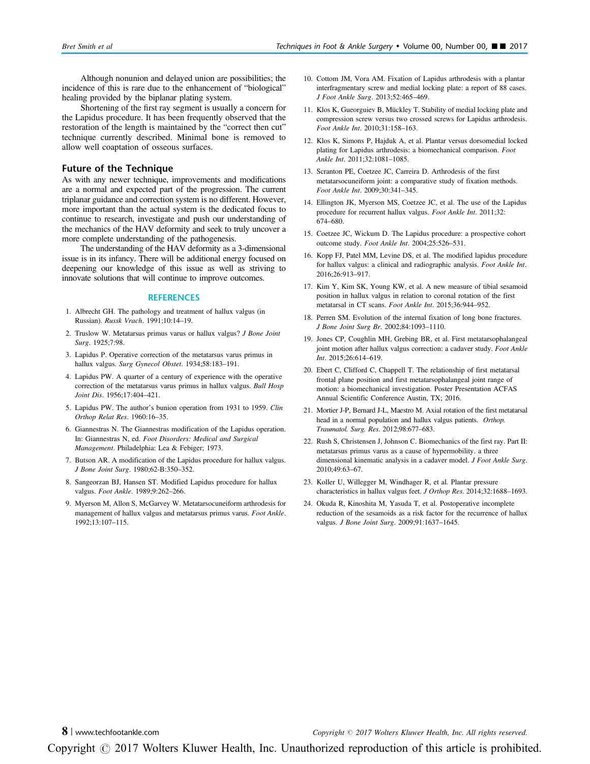Although nonunion and delayed union are possibilities; the incidence of this is rare due to the enhancement of "biological" healing provided by the biplanar plating system.

Shortening of the first ray segment is usually a concern for the Lapidus procedure. It has been frequently observed that the restoration of the length is maintained by the "correct then cut" technique currently described. Minimal bone is removed to allow well coaptation of osseous surfaces.

## Future of the Technique

As with any newer technique, improvements and modifications are a normal and expected part of the progression. The current triplanar guidance and correction system is no different. However, more important than the actual system is the dedicated focus to continue to research, investigate and push our understanding of the mechanics of the HAV deformity and seek to truly uncover a more complete understanding of the pathogenesis.

The understanding of the HAV deformity as a 3-dimensional issue is in its infancy. There will be additional energy focused on deepening our knowledge of this issue as well as striving to innovate solutions that will continue to improve outcomes.

## REFERENCES

1. Albrecht GH. The pathology and treatment of hallux valgus (in Russian). *Russk Vrach*. 1991;10:14–19.
2. Truslow W. Metatarsus primus varus or hallux valgus? *J Bone Joint Surg*. 1925;7:98.
3. Lapidus P. Operative correction of the metatarsus varus primus in hallux valgus. *Surg Gynecol Obstet*. 1934;58:183–191.
4. Lapidus PW. A quarter of a century of experience with the operative correction of the metatarsus varus primus in hallux valgus. *Bull Hosp Joint Dis*. 1956;17:404–421.
5. Lapidus PW. The author's bunion operation from 1931 to 1959. *Clin Orthop Relat Res*. 1960:16–35.
6. Giannestras N. The Giannestras modification of the Lapidus operation. In: Giannestras N, ed. *Foot Disorders: Medical and Surgical Management*. Philadelphia: Lea & Febiger; 1973.
7. Butson AR. A modification of the Lapidus procedure for hallux valgus. *J Bone Joint Surg*. 1980;62-B:350–352.
8. Sangeorzan BJ, Hansen ST. Modified Lapidus procedure for hallux valgus. *Foot Ankle*. 1989;9:262–266.
9. Myerson M, Allon S, McGarvey W. Metatarsocuneiform arthrodesis for management of hallux valgus and metatarsus primus varus. *Foot Ankle*. 1992;13:107–115.
10. Cottom JM, Vora AM. Fixation of Lapidus arthrodesis with a plantar interfragmentary screw and medial locking plate: a report of 88 cases. *J Foot Ankle Surg*. 2013;52:465–469.
11. Klos K, Gueorguiev B, Mückley T. Stability of medial locking plate and compression screw versus two crossed screws for Lapidus arthrodesis. *Foot Ankle Int*. 2010;31:158–163.
12. Klos K, Simons P, Hajduk A, et al. Plantar versus dorsomedial locked plating for Lapidus arthrodesis: a biomechanical comparison. *Foot Ankle Int*. 2011;32:1081–1085.
13. Scranton PE, Coetzee JC, Carreira D. Arthrodesis of the first metatarsocuneiform joint: a comparative study of fixation methods. *Foot Ankle Int*. 2009;30:341–345.
14. Ellington JK, Myerson MS, Coetzee JC, et al. The use of the Lapidus procedure for recurrent hallux valgus. *Foot Ankle Int*. 2011;32: 674–680.
15. Coetzee JC, Wickum D. The Lapidus procedure: a prospective cohort outcome study. *Foot Ankle Int*. 2004;25:526–531.
16. Kopp FJ, Patel MM, Levine DS, et al. The modified lapidus procedure for hallux valgus: a clinical and radiographic analysis. *Foot Ankle Int*. 2016;26:913–917.
17. Kim Y, Kim SK, Young KW, et al. A new measure of tibial sesamoid position in hallux valgus in relation to coronal rotation of the first metatarsal in CT scans. *Foot Ankle Int*. 2015;36:944–952.
18. Perren SM. Evolution of the internal fixation of long bone fractures. *J Bone Joint Surg Br*. 2002;84:1093–1110.
19. Jones CP, Coughlin MH, Grebing BR, et al. First metatarsophalangeal joint motion after hallux valgus correction: a cadaver study. *Foot Ankle Int*. 2015;26:614–619.
20. Ebert C, Clifford C, Chappell T. The relationship of first metatarsal frontal plane position and first metatarsophalangeal joint range of motion: a biomechanical investigation. Poster Presentation ACFAS Annual Scientific Conference Austin, TX; 2016.
21. Mortier J-P, Bernard J-L, Maestro M. Axial rotation of the first metatarsal head in a normal population and hallux valgus patients. *Orthop. Traumatol. Surg. Res*. 2012;98:677–683.
22. Rush S, Christensen J, Johnson C. Biomechanics of the first ray. Part II: metatarsus primus varus as a cause of hypermobility. a three dimensional kinematic analysis in a cadaver model. *J Foot Ankle Surg*. 2010;49:63–67.
23. Koller U, Willegger M, Windhager R, et al. Plantar pressure characteristics in hallux valgus feet. *J Orthop Res*. 2014;32:1688–1693.
24. Okuda R, Kinoshita M, Yasuda T, et al. Postoperative incomplete reduction of the sesamoids as a risk factor for the recurrence of hallux valgus. *J Bone Joint Surg*. 2009;91:1637–1645.